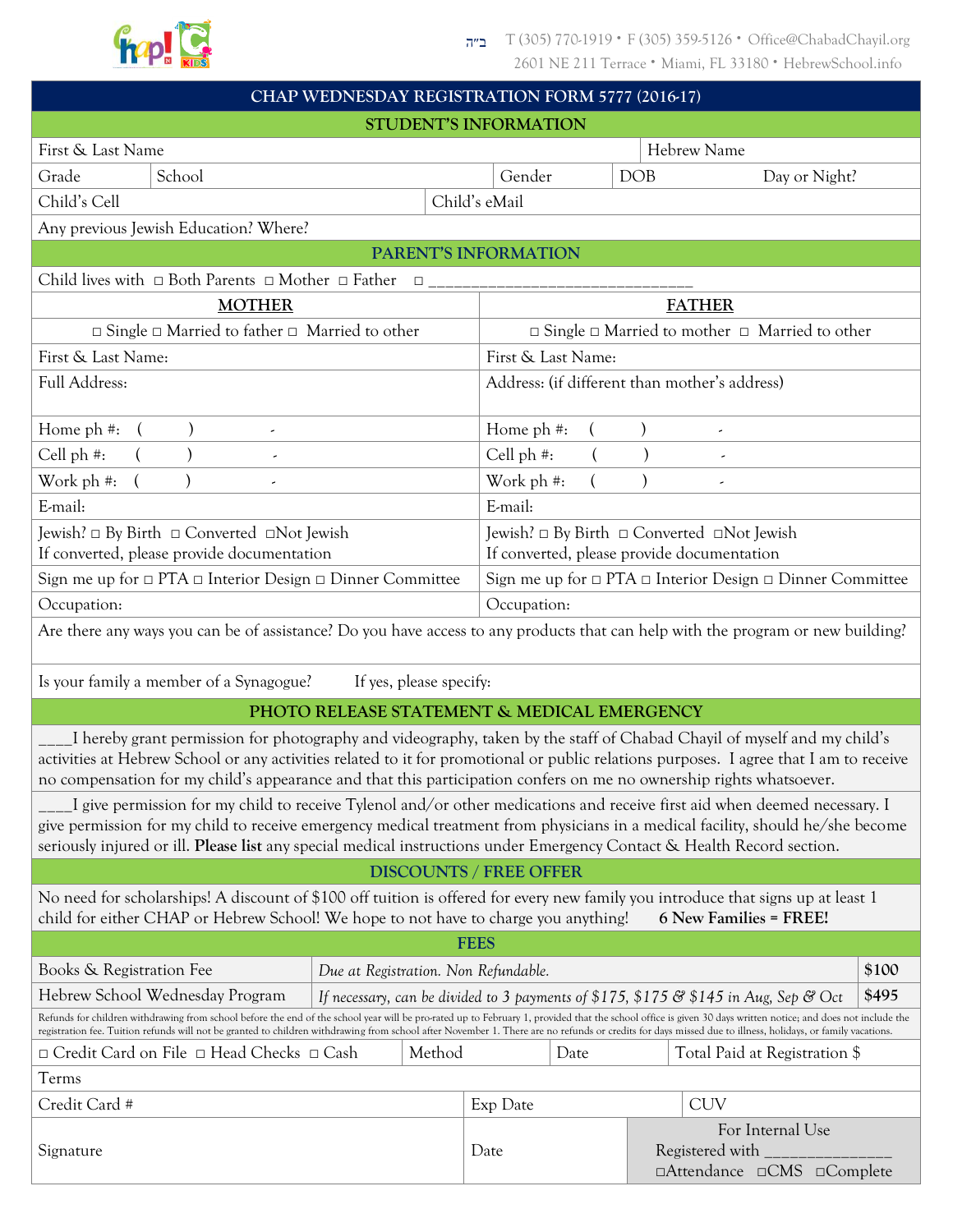ב"ה T (305) 770-1919 • F (305) 359-5126 • Office@ChabadChayil.org
2601 NE 211 Terrace • Miami, FL 33180 • HebrewSchool.info

# CHAP WEDNESDAY REGISTRATION FORM 5777 (2016-17)

## STUDENT'S INFORMATION

| First & Last Name | | | | Hebrew Name | |
|---|---|---|---|---|---|
| Grade | School | | Gender | DOB | Day or Night? |
| Child's Cell | | | Child's eMail | | |
| Any previous Jewish Education? Where? | | | | | |

## PARENT'S INFORMATION

Child lives with □ Both Parents □ Mother □ Father □ ___________________________

| MOTHER | FATHER |
|---|---|
| □ Single □ Married to father □ Married to other | □ Single □ Married to mother □ Married to other |
| First & Last Name: | First & Last Name: |
| Full Address: | Address: (if different than mother's address) |
| Home ph #: ( ) - | Home ph #: ( ) - |
| Cell ph #: ( ) - | Cell ph #: ( ) - |
| Work ph #: ( ) - | Work ph #: ( ) - |
| E-mail: | E-mail: |
| Jewish? □ By Birth □ Converted □Not Jewish<br>If converted, please provide documentation | Jewish? □ By Birth □ Converted □Not Jewish<br>If converted, please provide documentation |
| Sign me up for □ PTA □ Interior Design □ Dinner Committee | Sign me up for □ PTA □ Interior Design □ Dinner Committee |
| Occupation: | Occupation: |

Are there any ways you can be of assistance? Do you have access to any products that can help with the program or new building?

Is your family a member of a Synagogue? If yes, please specify:

## PHOTO RELEASE STATEMENT & MEDICAL EMERGENCY

____I hereby grant permission for photography and videography, taken by the staff of Chabad Chayil of myself and my child's activities at Hebrew School or any activities related to it for promotional or public relations purposes. I agree that I am to receive no compensation for my child's appearance and that this participation confers on me no ownership rights whatsoever.

____I give permission for my child to receive Tylenol and/or other medications and receive first aid when deemed necessary. I give permission for my child to receive emergency medical treatment from physicians in a medical facility, should he/she become seriously injured or ill. **Please list** any special medical instructions under Emergency Contact & Health Record section.

## DISCOUNTS / FREE OFFER

No need for scholarships! A discount of $100 off tuition is offered for every new family you introduce that signs up at least 1 child for either CHAP or Hebrew School! We hope to not have to charge you anything! **6 New Families = FREE!**

## FEES

| Books & Registration Fee | *Due at Registration. Non Refundable.* | $100 |
|---|---|---|
| Hebrew School Wednesday Program | *If necessary, can be divided to 3 payments of $175, $175 & $145 in Aug, Sep & Oct* | $495 |

Refunds for children withdrawing from school before the end of the school year will be pro-rated up to February 1, provided that the school office is given 30 days written notice; and does not include the registration fee. Tuition refunds will not be granted to children withdrawing from school after November 1. There are no refunds or credits for days missed due to illness, holidays, or family vacations.

| □ Credit Card on File □ Head Checks □ Cash | Method | Date | Total Paid at Registration $ |
|---|---|---|---|
| Terms | | | |
| Credit Card # | Exp Date | CUV | |
| Signature | Date | For Internal Use<br>Registered with _______________<br>□Attendance □CMS □Complete | |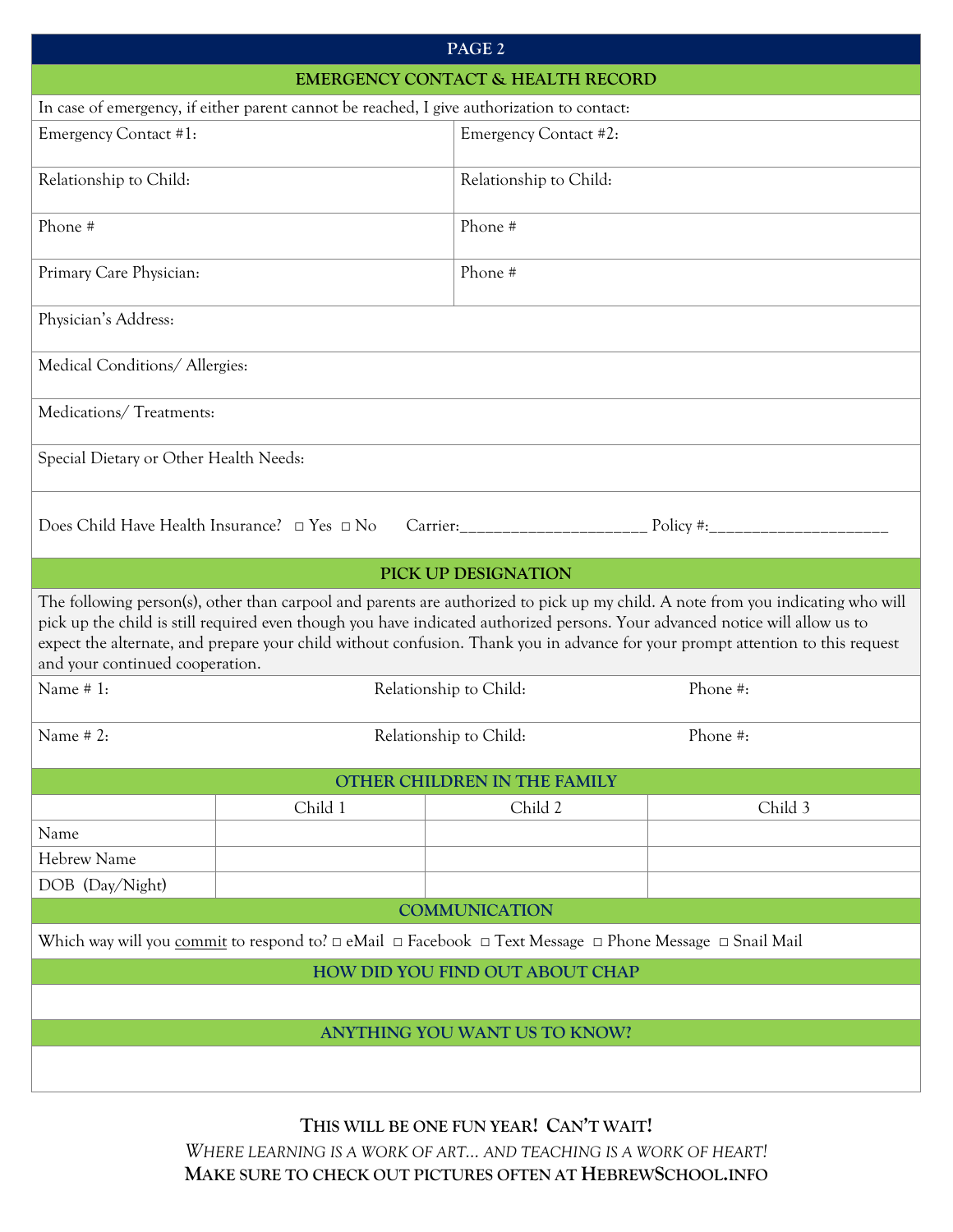## PAGE 2

### EMERGENCY CONTACT & HEALTH RECORD

In case of emergency, if either parent cannot be reached, I give authorization to contact:

| | |
|---|---|
| Emergency Contact #1: | Emergency Contact #2: |
| Relationship to Child: | Relationship to Child: |
| Phone # | Phone # |
| Primary Care Physician: | Phone # |

Physician's Address:

Medical Conditions/ Allergies:

Medications/ Treatments:

Special Dietary or Other Health Needs:

Does Child Have Health Insurance? ◻ Yes ◻ No Carrier:______________________ Policy #:_____________________

### PICK UP DESIGNATION

The following person(s), other than carpool and parents are authorized to pick up my child. A note from you indicating who will pick up the child is still required even though you have indicated authorized persons. Your advanced notice will allow us to expect the alternate, and prepare your child without confusion. Thank you in advance for your prompt attention to this request and your continued cooperation.

| | | |
|---|---|---|
| Name # 1: | Relationship to Child: | Phone #: |
| Name # 2: | Relationship to Child: | Phone #: |

### OTHER CHILDREN IN THE FAMILY

| | Child 1 | Child 2 | Child 3 |
|---|---|---|---|
| Name | | | |
| Hebrew Name | | | |
| DOB (Day/Night) | | | |

### COMMUNICATION

Which way will you <u>commit</u> to respond to? ◻ eMail ◻ Facebook ◻ Text Message ◻ Phone Message ◻ Snail Mail

### HOW DID YOU FIND OUT ABOUT CHAP

### ANYTHING YOU WANT US TO KNOW?

**THIS WILL BE ONE FUN YEAR! CAN'T WAIT!**

*WHERE LEARNING IS A WORK OF ART… AND TEACHING IS A WORK OF HEART!*

**MAKE SURE TO CHECK OUT PICTURES OFTEN AT HEBREWSCHOOL.INFO**